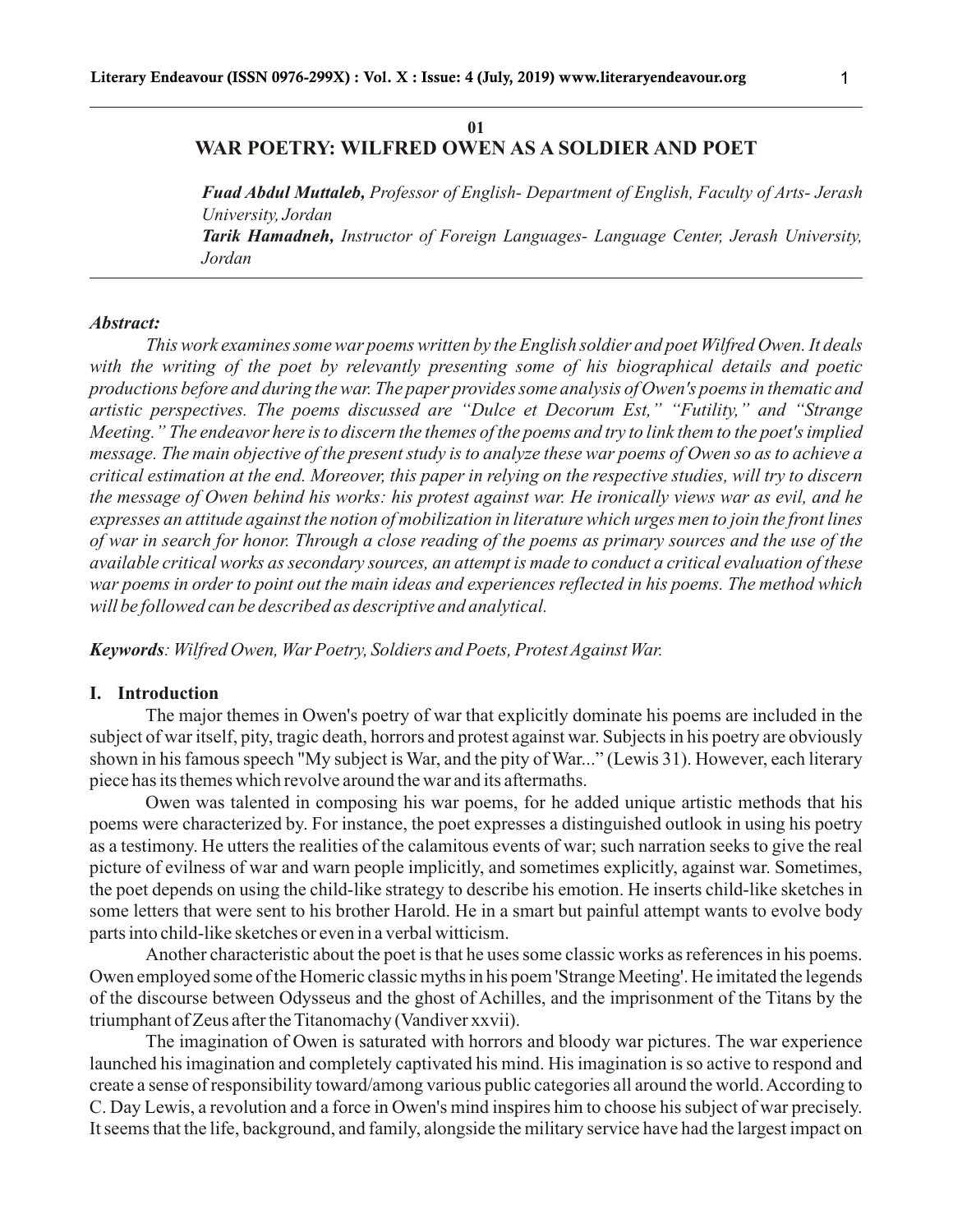01

# WAR POETRY: WILFRED OWEN AS A SOLDIER AND POET

***Fuad Abdul Muttaleb,*** *Professor of English- Department of English, Faculty of Arts- Jerash University, Jordan*

***Tarik Hamadneh,*** *Instructor of Foreign Languages- Language Center, Jerash University, Jordan*

***Abstract:***

*This work examines some war poems written by the English soldier and poet Wilfred Owen. It deals with the writing of the poet by relevantly presenting some of his biographical details and poetic productions before and during the war. The paper provides some analysis of Owen's poems in thematic and artistic perspectives. The poems discussed are "Dulce et Decorum Est," "Futility," and "Strange Meeting." The endeavor here is to discern the themes of the poems and try to link them to the poet's implied message. The main objective of the present study is to analyze these war poems of Owen so as to achieve a critical estimation at the end. Moreover, this paper in relying on the respective studies, will try to discern the message of Owen behind his works: his protest against war. He ironically views war as evil, and he expresses an attitude against the notion of mobilization in literature which urges men to join the front lines of war in search for honor. Through a close reading of the poems as primary sources and the use of the available critical works as secondary sources, an attempt is made to conduct a critical evaluation of these war poems in order to point out the main ideas and experiences reflected in his poems. The method which will be followed can be described as descriptive and analytical.*

***Keywords****: Wilfred Owen, War Poetry, Soldiers and Poets, Protest Against War.*

## I. Introduction

The major themes in Owen's poetry of war that explicitly dominate his poems are included in the subject of war itself, pity, tragic death, horrors and protest against war. Subjects in his poetry are obviously shown in his famous speech "My subject is War, and the pity of War..." (Lewis 31). However, each literary piece has its themes which revolve around the war and its aftermaths.

Owen was talented in composing his war poems, for he added unique artistic methods that his poems were characterized by. For instance, the poet expresses a distinguished outlook in using his poetry as a testimony. He utters the realities of the calamitous events of war; such narration seeks to give the real picture of evilness of war and warn people implicitly, and sometimes explicitly, against war. Sometimes, the poet depends on using the child-like strategy to describe his emotion. He inserts child-like sketches in some letters that were sent to his brother Harold. He in a smart but painful attempt wants to evolve body parts into child-like sketches or even in a verbal witticism.

Another characteristic about the poet is that he uses some classic works as references in his poems. Owen employed some of the Homeric classic myths in his poem 'Strange Meeting'. He imitated the legends of the discourse between Odysseus and the ghost of Achilles, and the imprisonment of the Titans by the triumphant of Zeus after the Titanomachy (Vandiver xxvii).

The imagination of Owen is saturated with horrors and bloody war pictures. The war experience launched his imagination and completely captivated his mind. His imagination is so active to respond and create a sense of responsibility toward/among various public categories all around the world. According to C. Day Lewis, a revolution and a force in Owen's mind inspires him to choose his subject of war precisely. It seems that the life, background, and family, alongside the military service have had the largest impact on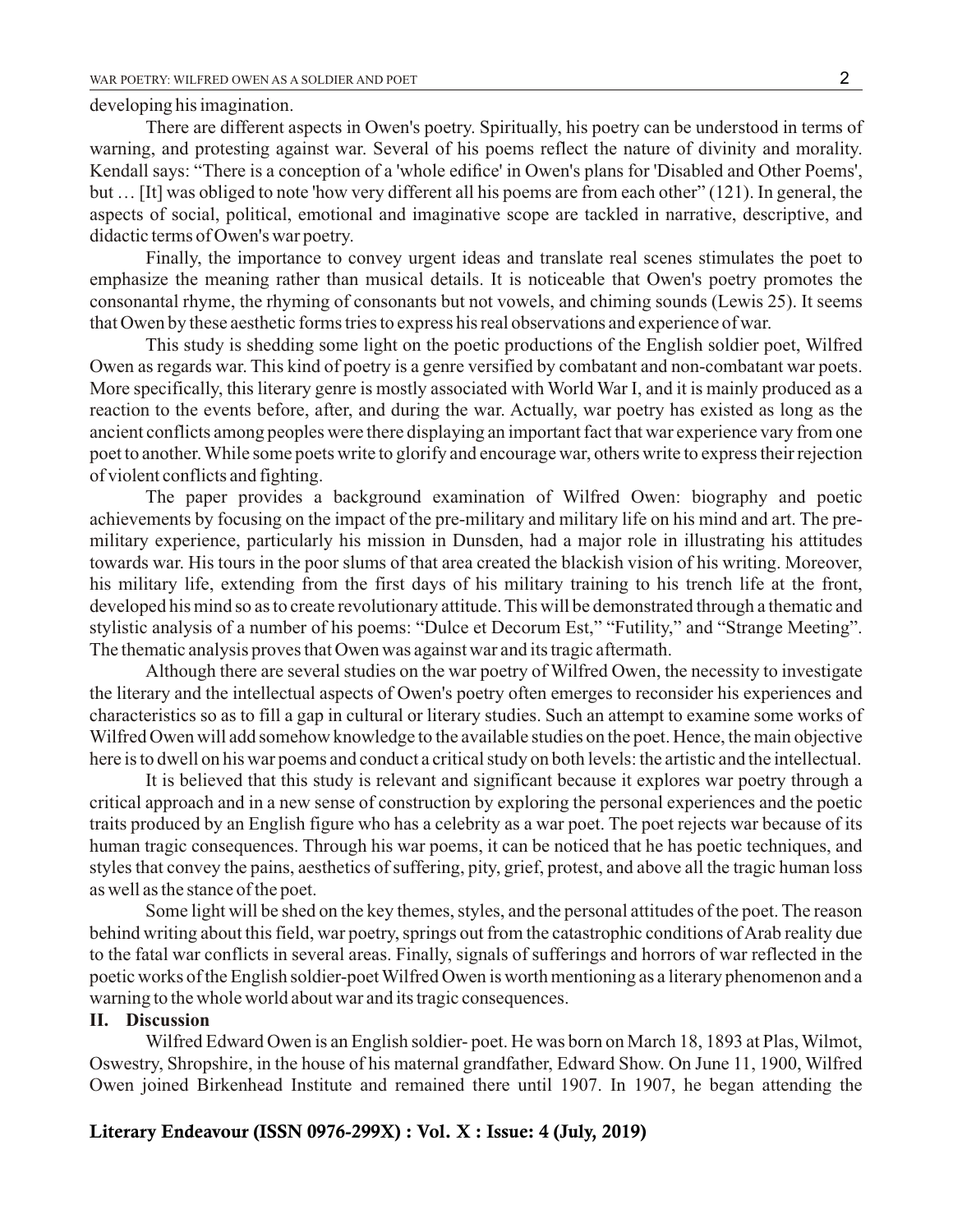developing his imagination.

There are different aspects in Owen's poetry. Spiritually, his poetry can be understood in terms of warning, and protesting against war. Several of his poems reflect the nature of divinity and morality. Kendall says: "There is a conception of a 'whole edifice' in Owen's plans for 'Disabled and Other Poems', but … [It] was obliged to note 'how very different all his poems are from each other" (121). In general, the aspects of social, political, emotional and imaginative scope are tackled in narrative, descriptive, and didactic terms of Owen's war poetry.

Finally, the importance to convey urgent ideas and translate real scenes stimulates the poet to emphasize the meaning rather than musical details. It is noticeable that Owen's poetry promotes the consonantal rhyme, the rhyming of consonants but not vowels, and chiming sounds (Lewis 25). It seems that Owen by these aesthetic forms tries to express his real observations and experience of war.

This study is shedding some light on the poetic productions of the English soldier poet, Wilfred Owen as regards war. This kind of poetry is a genre versified by combatant and non-combatant war poets. More specifically, this literary genre is mostly associated with World War I, and it is mainly produced as a reaction to the events before, after, and during the war. Actually, war poetry has existed as long as the ancient conflicts among peoples were there displaying an important fact that war experience vary from one poet to another. While some poets write to glorify and encourage war, others write to express their rejection of violent conflicts and fighting.

The paper provides a background examination of Wilfred Owen: biography and poetic achievements by focusing on the impact of the pre-military and military life on his mind and art. The pre-military experience, particularly his mission in Dunsden, had a major role in illustrating his attitudes towards war. His tours in the poor slums of that area created the blackish vision of his writing. Moreover, his military life, extending from the first days of his military training to his trench life at the front, developed his mind so as to create revolutionary attitude. This will be demonstrated through a thematic and stylistic analysis of a number of his poems: "Dulce et Decorum Est," "Futility," and "Strange Meeting". The thematic analysis proves that Owen was against war and its tragic aftermath.

Although there are several studies on the war poetry of Wilfred Owen, the necessity to investigate the literary and the intellectual aspects of Owen's poetry often emerges to reconsider his experiences and characteristics so as to fill a gap in cultural or literary studies. Such an attempt to examine some works of Wilfred Owen will add somehow knowledge to the available studies on the poet. Hence, the main objective here is to dwell on his war poems and conduct a critical study on both levels: the artistic and the intellectual.

It is believed that this study is relevant and significant because it explores war poetry through a critical approach and in a new sense of construction by exploring the personal experiences and the poetic traits produced by an English figure who has a celebrity as a war poet. The poet rejects war because of its human tragic consequences. Through his war poems, it can be noticed that he has poetic techniques, and styles that convey the pains, aesthetics of suffering, pity, grief, protest, and above all the tragic human loss as well as the stance of the poet.

Some light will be shed on the key themes, styles, and the personal attitudes of the poet. The reason behind writing about this field, war poetry, springs out from the catastrophic conditions of Arab reality due to the fatal war conflicts in several areas. Finally, signals of sufferings and horrors of war reflected in the poetic works of the English soldier-poet Wilfred Owen is worth mentioning as a literary phenomenon and a warning to the whole world about war and its tragic consequences.

## II. Discussion

Wilfred Edward Owen is an English soldier- poet. He was born on March 18, 1893 at Plas, Wilmot, Oswestry, Shropshire, in the house of his maternal grandfather, Edward Show. On June 11, 1900, Wilfred Owen joined Birkenhead Institute and remained there until 1907. In 1907, he began attending the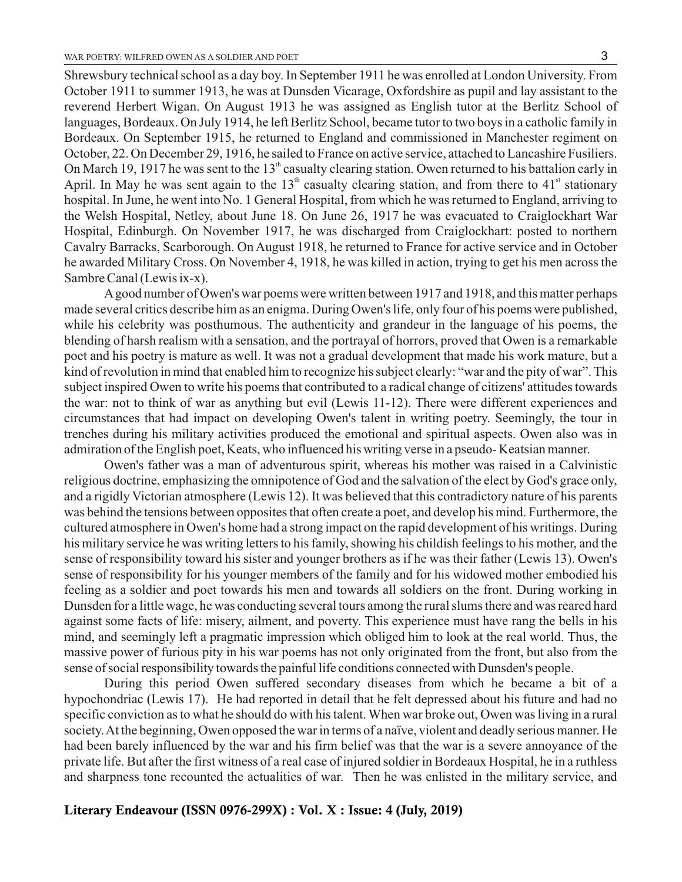Shrewsbury technical school as a day boy. In September 1911 he was enrolled at London University. From October 1911 to summer 1913, he was at Dunsden Vicarage, Oxfordshire as pupil and lay assistant to the reverend Herbert Wigan. On August 1913 he was assigned as English tutor at the Berlitz School of languages, Bordeaux. On July 1914, he left Berlitz School, became tutor to two boys in a catholic family in Bordeaux. On September 1915, he returned to England and commissioned in Manchester regiment on October, 22. On December 29, 1916, he sailed to France on active service, attached to Lancashire Fusiliers. On March 19, 1917 he was sent to the 13th casualty clearing station. Owen returned to his battalion early in April. In May he was sent again to the 13th casualty clearing station, and from there to 41st stationary hospital. In June, he went into No. 1 General Hospital, from which he was returned to England, arriving to the Welsh Hospital, Netley, about June 18. On June 26, 1917 he was evacuated to Craiglockhart War Hospital, Edinburgh. On November 1917, he was discharged from Craiglockhart: posted to northern Cavalry Barracks, Scarborough. On August 1918, he returned to France for active service and in October he awarded Military Cross. On November 4, 1918, he was killed in action, trying to get his men across the Sambre Canal (Lewis ix-x).

A good number of Owen's war poems were written between 1917 and 1918, and this matter perhaps made several critics describe him as an enigma. During Owen's life, only four of his poems were published, while his celebrity was posthumous. The authenticity and grandeur in the language of his poems, the blending of harsh realism with a sensation, and the portrayal of horrors, proved that Owen is a remarkable poet and his poetry is mature as well. It was not a gradual development that made his work mature, but a kind of revolution in mind that enabled him to recognize his subject clearly: "war and the pity of war". This subject inspired Owen to write his poems that contributed to a radical change of citizens' attitudes towards the war: not to think of war as anything but evil (Lewis 11-12). There were different experiences and circumstances that had impact on developing Owen's talent in writing poetry. Seemingly, the tour in trenches during his military activities produced the emotional and spiritual aspects. Owen also was in admiration of the English poet, Keats, who influenced his writing verse in a pseudo- Keatsian manner.

Owen's father was a man of adventurous spirit, whereas his mother was raised in a Calvinistic religious doctrine, emphasizing the omnipotence of God and the salvation of the elect by God's grace only, and a rigidly Victorian atmosphere (Lewis 12). It was believed that this contradictory nature of his parents was behind the tensions between opposites that often create a poet, and develop his mind. Furthermore, the cultured atmosphere in Owen's home had a strong impact on the rapid development of his writings. During his military service he was writing letters to his family, showing his childish feelings to his mother, and the sense of responsibility toward his sister and younger brothers as if he was their father (Lewis 13). Owen's sense of responsibility for his younger members of the family and for his widowed mother embodied his feeling as a soldier and poet towards his men and towards all soldiers on the front. During working in Dunsden for a little wage, he was conducting several tours among the rural slums there and was reared hard against some facts of life: misery, ailment, and poverty. This experience must have rang the bells in his mind, and seemingly left a pragmatic impression which obliged him to look at the real world. Thus, the massive power of furious pity in his war poems has not only originated from the front, but also from the sense of social responsibility towards the painful life conditions connected with Dunsden's people.

During this period Owen suffered secondary diseases from which he became a bit of a hypochondriac (Lewis 17). He had reported in detail that he felt depressed about his future and had no specific conviction as to what he should do with his talent. When war broke out, Owen was living in a rural society. At the beginning, Owen opposed the war in terms of a naïve, violent and deadly serious manner. He had been barely influenced by the war and his firm belief was that the war is a severe annoyance of the private life. But after the first witness of a real case of injured soldier in Bordeaux Hospital, he in a ruthless and sharpness tone recounted the actualities of war. Then he was enlisted in the military service, and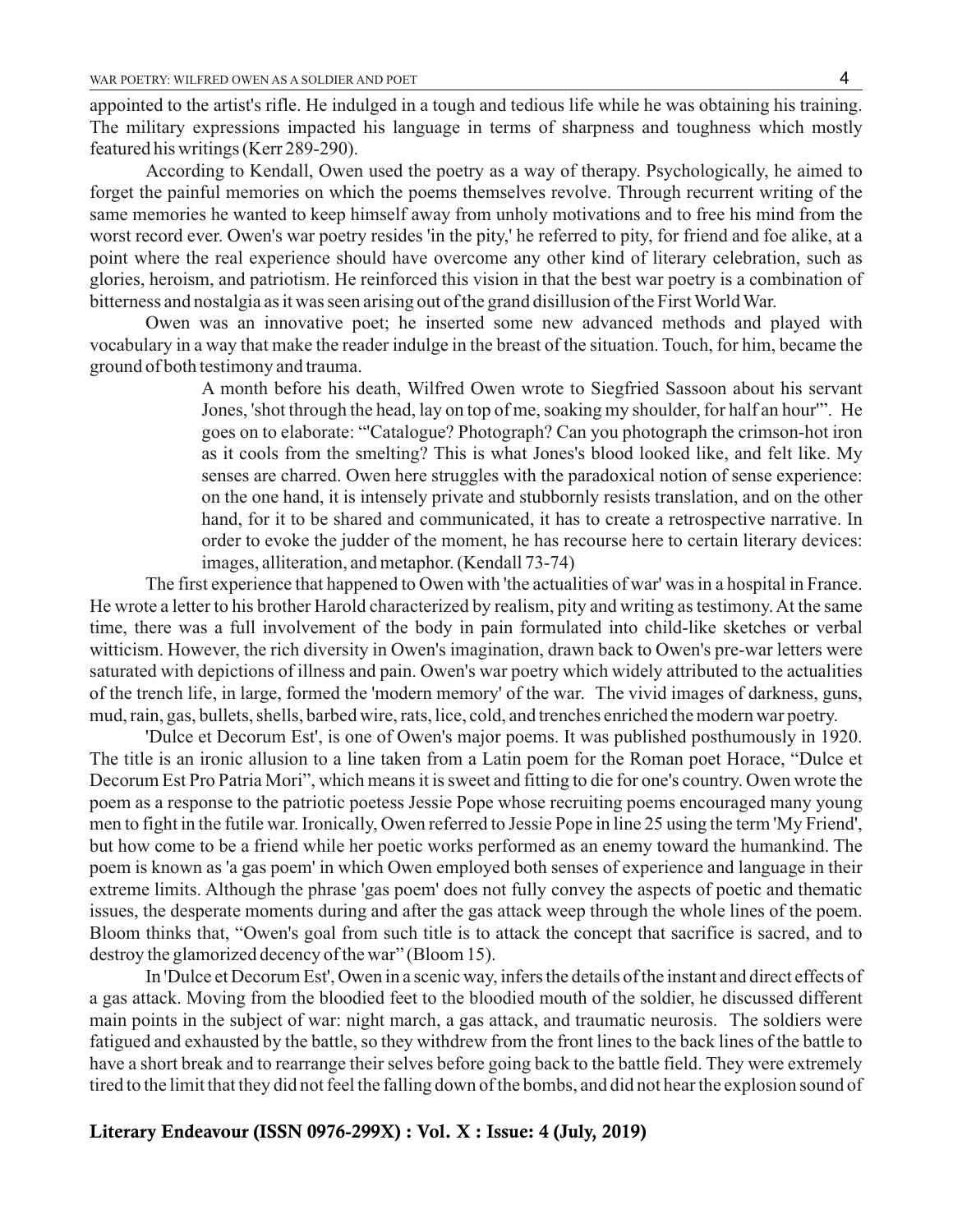appointed to the artist's rifle. He indulged in a tough and tedious life while he was obtaining his training. The military expressions impacted his language in terms of sharpness and toughness which mostly featured his writings (Kerr 289-290).

According to Kendall, Owen used the poetry as a way of therapy. Psychologically, he aimed to forget the painful memories on which the poems themselves revolve. Through recurrent writing of the same memories he wanted to keep himself away from unholy motivations and to free his mind from the worst record ever. Owen's war poetry resides 'in the pity,' he referred to pity, for friend and foe alike, at a point where the real experience should have overcome any other kind of literary celebration, such as glories, heroism, and patriotism. He reinforced this vision in that the best war poetry is a combination of bitterness and nostalgia as it was seen arising out of the grand disillusion of the First World War.

Owen was an innovative poet; he inserted some new advanced methods and played with vocabulary in a way that make the reader indulge in the breast of the situation. Touch, for him, became the ground of both testimony and trauma.

> A month before his death, Wilfred Owen wrote to Siegfried Sassoon about his servant Jones, 'shot through the head, lay on top of me, soaking my shoulder, for half an hour'". He goes on to elaborate: "'Catalogue? Photograph? Can you photograph the crimson-hot iron as it cools from the smelting? This is what Jones's blood looked like, and felt like. My senses are charred. Owen here struggles with the paradoxical notion of sense experience: on the one hand, it is intensely private and stubbornly resists translation, and on the other hand, for it to be shared and communicated, it has to create a retrospective narrative. In order to evoke the judder of the moment, he has recourse here to certain literary devices: images, alliteration, and metaphor. (Kendall 73-74)

The first experience that happened to Owen with 'the actualities of war' was in a hospital in France. He wrote a letter to his brother Harold characterized by realism, pity and writing as testimony. At the same time, there was a full involvement of the body in pain formulated into child-like sketches or verbal witticism. However, the rich diversity in Owen's imagination, drawn back to Owen's pre-war letters were saturated with depictions of illness and pain. Owen's war poetry which widely attributed to the actualities of the trench life, in large, formed the 'modern memory' of the war. The vivid images of darkness, guns, mud, rain, gas, bullets, shells, barbed wire, rats, lice, cold, and trenches enriched the modern war poetry.

'Dulce et Decorum Est', is one of Owen's major poems. It was published posthumously in 1920. The title is an ironic allusion to a line taken from a Latin poem for the Roman poet Horace, "Dulce et Decorum Est Pro Patria Mori", which means it is sweet and fitting to die for one's country. Owen wrote the poem as a response to the patriotic poetess Jessie Pope whose recruiting poems encouraged many young men to fight in the futile war. Ironically, Owen referred to Jessie Pope in line 25 using the term 'My Friend', but how come to be a friend while her poetic works performed as an enemy toward the humankind. The poem is known as 'a gas poem' in which Owen employed both senses of experience and language in their extreme limits. Although the phrase 'gas poem' does not fully convey the aspects of poetic and thematic issues, the desperate moments during and after the gas attack weep through the whole lines of the poem. Bloom thinks that, "Owen's goal from such title is to attack the concept that sacrifice is sacred, and to destroy the glamorized decency of the war" (Bloom 15).

In 'Dulce et Decorum Est', Owen in a scenic way, infers the details of the instant and direct effects of a gas attack. Moving from the bloodied feet to the bloodied mouth of the soldier, he discussed different main points in the subject of war: night march, a gas attack, and traumatic neurosis. The soldiers were fatigued and exhausted by the battle, so they withdrew from the front lines to the back lines of the battle to have a short break and to rearrange their selves before going back to the battle field. They were extremely tired to the limit that they did not feel the falling down of the bombs, and did not hear the explosion sound of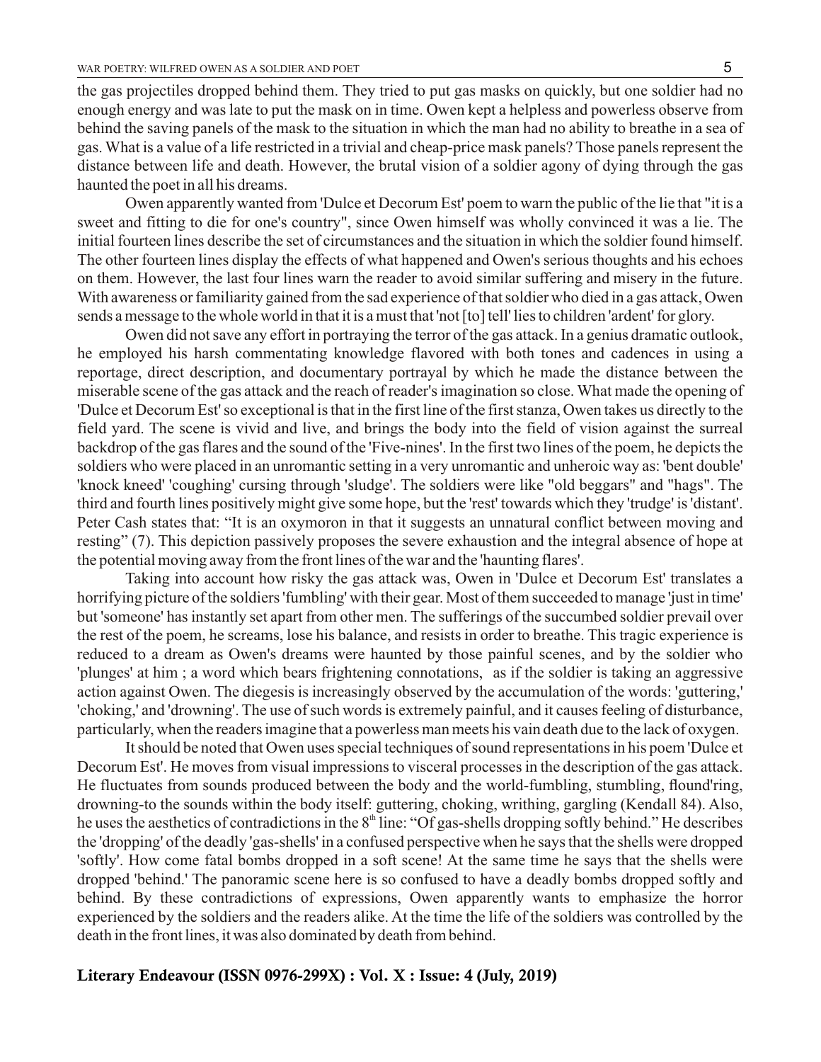the gas projectiles dropped behind them. They tried to put gas masks on quickly, but one soldier had no enough energy and was late to put the mask on in time. Owen kept a helpless and powerless observe from behind the saving panels of the mask to the situation in which the man had no ability to breathe in a sea of gas. What is a value of a life restricted in a trivial and cheap-price mask panels? Those panels represent the distance between life and death. However, the brutal vision of a soldier agony of dying through the gas haunted the poet in all his dreams.

Owen apparently wanted from 'Dulce et Decorum Est' poem to warn the public of the lie that "it is a sweet and fitting to die for one's country", since Owen himself was wholly convinced it was a lie. The initial fourteen lines describe the set of circumstances and the situation in which the soldier found himself. The other fourteen lines display the effects of what happened and Owen's serious thoughts and his echoes on them. However, the last four lines warn the reader to avoid similar suffering and misery in the future. With awareness or familiarity gained from the sad experience of that soldier who died in a gas attack, Owen sends a message to the whole world in that it is a must that 'not [to] tell' lies to children 'ardent' for glory.

Owen did not save any effort in portraying the terror of the gas attack. In a genius dramatic outlook, he employed his harsh commentating knowledge flavored with both tones and cadences in using a reportage, direct description, and documentary portrayal by which he made the distance between the miserable scene of the gas attack and the reach of reader's imagination so close. What made the opening of 'Dulce et Decorum Est' so exceptional is that in the first line of the first stanza, Owen takes us directly to the field yard. The scene is vivid and live, and brings the body into the field of vision against the surreal backdrop of the gas flares and the sound of the 'Five-nines'. In the first two lines of the poem, he depicts the soldiers who were placed in an unromantic setting in a very unromantic and unheroic way as: 'bent double' 'knock kneed' 'coughing' cursing through 'sludge'. The soldiers were like "old beggars" and "hags". The third and fourth lines positively might give some hope, but the 'rest' towards which they 'trudge' is 'distant'. Peter Cash states that: "It is an oxymoron in that it suggests an unnatural conflict between moving and resting" (7). This depiction passively proposes the severe exhaustion and the integral absence of hope at the potential moving away from the front lines of the war and the 'haunting flares'.

Taking into account how risky the gas attack was, Owen in 'Dulce et Decorum Est' translates a horrifying picture of the soldiers 'fumbling' with their gear. Most of them succeeded to manage 'just in time' but 'someone' has instantly set apart from other men. The sufferings of the succumbed soldier prevail over the rest of the poem, he screams, lose his balance, and resists in order to breathe. This tragic experience is reduced to a dream as Owen's dreams were haunted by those painful scenes, and by the soldier who 'plunges' at him ; a word which bears frightening connotations, as if the soldier is taking an aggressive action against Owen. The diegesis is increasingly observed by the accumulation of the words: 'guttering,' 'choking,' and 'drowning'. The use of such words is extremely painful, and it causes feeling of disturbance, particularly, when the readers imagine that a powerless man meets his vain death due to the lack of oxygen.

It should be noted that Owen uses special techniques of sound representations in his poem 'Dulce et Decorum Est'. He moves from visual impressions to visceral processes in the description of the gas attack. He fluctuates from sounds produced between the body and the world-fumbling, stumbling, flound'ring, drowning-to the sounds within the body itself: guttering, choking, writhing, gargling (Kendall 84). Also, he uses the aesthetics of contradictions in the 8th line: "Of gas-shells dropping softly behind." He describes the 'dropping' of the deadly 'gas-shells' in a confused perspective when he says that the shells were dropped 'softly'. How come fatal bombs dropped in a soft scene! At the same time he says that the shells were dropped 'behind.' The panoramic scene here is so confused to have a deadly bombs dropped softly and behind. By these contradictions of expressions, Owen apparently wants to emphasize the horror experienced by the soldiers and the readers alike. At the time the life of the soldiers was controlled by the death in the front lines, it was also dominated by death from behind.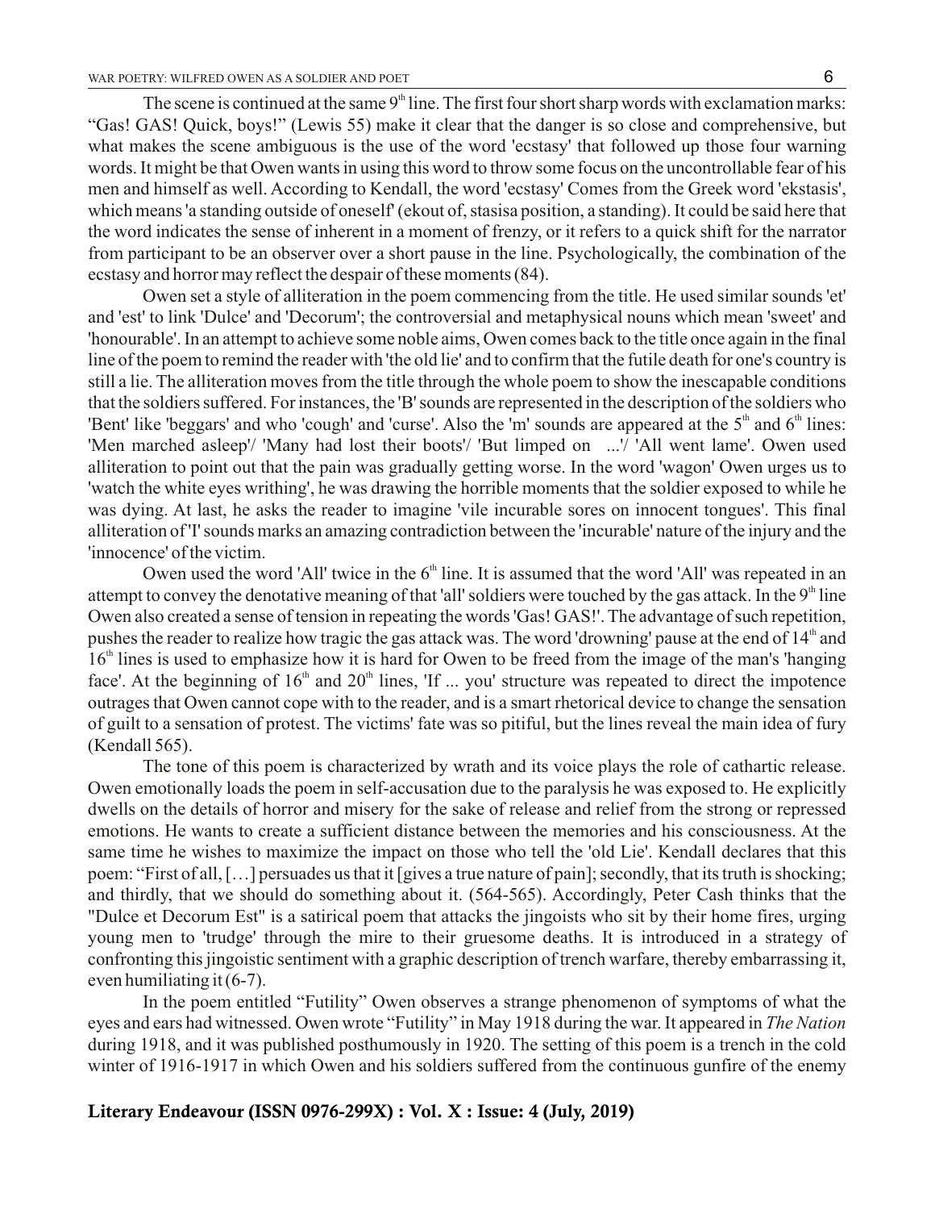The scene is continued at the same 9th line. The first four short sharp words with exclamation marks: "Gas! GAS! Quick, boys!" (Lewis 55) make it clear that the danger is so close and comprehensive, but what makes the scene ambiguous is the use of the word 'ecstasy' that followed up those four warning words. It might be that Owen wants in using this word to throw some focus on the uncontrollable fear of his men and himself as well. According to Kendall, the word 'ecstasy' Comes from the Greek word 'ekstasis', which means 'a standing outside of oneself' (ekout of, stasisa position, a standing). It could be said here that the word indicates the sense of inherent in a moment of frenzy, or it refers to a quick shift for the narrator from participant to be an observer over a short pause in the line. Psychologically, the combination of the ecstasy and horror may reflect the despair of these moments (84).

Owen set a style of alliteration in the poem commencing from the title. He used similar sounds 'et' and 'est' to link 'Dulce' and 'Decorum'; the controversial and metaphysical nouns which mean 'sweet' and 'honourable'. In an attempt to achieve some noble aims, Owen comes back to the title once again in the final line of the poem to remind the reader with 'the old lie' and to confirm that the futile death for one's country is still a lie. The alliteration moves from the title through the whole poem to show the inescapable conditions that the soldiers suffered. For instances, the 'B' sounds are represented in the description of the soldiers who 'Bent' like 'beggars' and who 'cough' and 'curse'. Also the 'm' sounds are appeared at the 5th and 6th lines: 'Men marched asleep'/ 'Many had lost their boots'/ 'But limped on ...'/ 'All went lame'. Owen used alliteration to point out that the pain was gradually getting worse. In the word 'wagon' Owen urges us to 'watch the white eyes writhing', he was drawing the horrible moments that the soldier exposed to while he was dying. At last, he asks the reader to imagine 'vile incurable sores on innocent tongues'. This final alliteration of 'I' sounds marks an amazing contradiction between the 'incurable' nature of the injury and the 'innocence' of the victim.

Owen used the word 'All' twice in the 6th line. It is assumed that the word 'All' was repeated in an attempt to convey the denotative meaning of that 'all' soldiers were touched by the gas attack. In the 9th line Owen also created a sense of tension in repeating the words 'Gas! GAS!'. The advantage of such repetition, pushes the reader to realize how tragic the gas attack was. The word 'drowning' pause at the end of 14th and 16th lines is used to emphasize how it is hard for Owen to be freed from the image of the man's 'hanging face'. At the beginning of 16th and 20th lines, 'If ... you' structure was repeated to direct the impotence outrages that Owen cannot cope with to the reader, and is a smart rhetorical device to change the sensation of guilt to a sensation of protest. The victims' fate was so pitiful, but the lines reveal the main idea of fury (Kendall 565).

The tone of this poem is characterized by wrath and its voice plays the role of cathartic release. Owen emotionally loads the poem in self-accusation due to the paralysis he was exposed to. He explicitly dwells on the details of horror and misery for the sake of release and relief from the strong or repressed emotions. He wants to create a sufficient distance between the memories and his consciousness. At the same time he wishes to maximize the impact on those who tell the 'old Lie'. Kendall declares that this poem: "First of all, […] persuades us that it [gives a true nature of pain]; secondly, that its truth is shocking; and thirdly, that we should do something about it. (564-565). Accordingly, Peter Cash thinks that the "Dulce et Decorum Est" is a satirical poem that attacks the jingoists who sit by their home fires, urging young men to 'trudge' through the mire to their gruesome deaths. It is introduced in a strategy of confronting this jingoistic sentiment with a graphic description of trench warfare, thereby embarrassing it, even humiliating it (6-7).

In the poem entitled "Futility" Owen observes a strange phenomenon of symptoms of what the eyes and ears had witnessed. Owen wrote "Futility" in May 1918 during the war. It appeared in *The Nation* during 1918, and it was published posthumously in 1920. The setting of this poem is a trench in the cold winter of 1916-1917 in which Owen and his soldiers suffered from the continuous gunfire of the enemy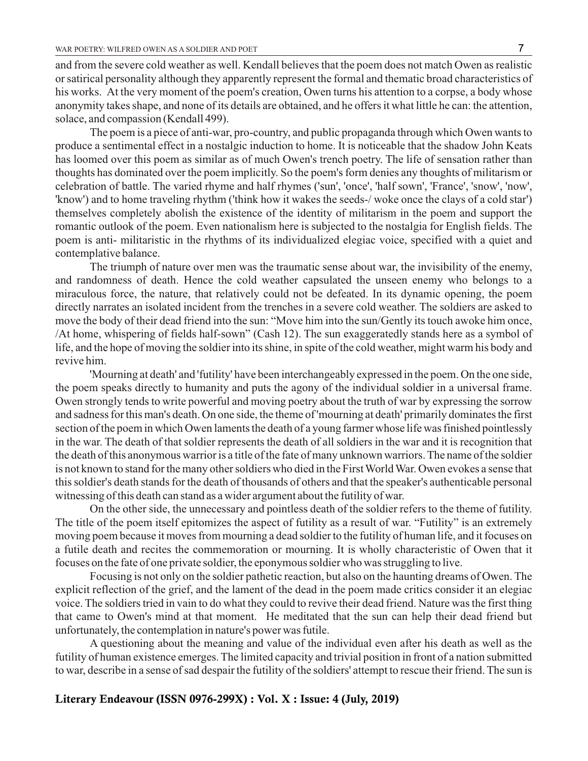and from the severe cold weather as well. Kendall believes that the poem does not match Owen as realistic or satirical personality although they apparently represent the formal and thematic broad characteristics of his works. At the very moment of the poem's creation, Owen turns his attention to a corpse, a body whose anonymity takes shape, and none of its details are obtained, and he offers it what little he can: the attention, solace, and compassion (Kendall 499).

The poem is a piece of anti-war, pro-country, and public propaganda through which Owen wants to produce a sentimental effect in a nostalgic induction to home. It is noticeable that the shadow John Keats has loomed over this poem as similar as of much Owen's trench poetry. The life of sensation rather than thoughts has dominated over the poem implicitly. So the poem's form denies any thoughts of militarism or celebration of battle. The varied rhyme and half rhymes ('sun', 'once', 'half sown', 'France', 'snow', 'now', 'know') and to home traveling rhythm ('think how it wakes the seeds-/ woke once the clays of a cold star') themselves completely abolish the existence of the identity of militarism in the poem and support the romantic outlook of the poem. Even nationalism here is subjected to the nostalgia for English fields. The poem is anti- militaristic in the rhythms of its individualized elegiac voice, specified with a quiet and contemplative balance.

The triumph of nature over men was the traumatic sense about war, the invisibility of the enemy, and randomness of death. Hence the cold weather capsulated the unseen enemy who belongs to a miraculous force, the nature, that relatively could not be defeated. In its dynamic opening, the poem directly narrates an isolated incident from the trenches in a severe cold weather. The soldiers are asked to move the body of their dead friend into the sun: "Move him into the sun/Gently its touch awoke him once, /At home, whispering of fields half-sown" (Cash 12). The sun exaggeratedly stands here as a symbol of life, and the hope of moving the soldier into its shine, in spite of the cold weather, might warm his body and revive him.

'Mourning at death' and 'futility' have been interchangeably expressed in the poem. On the one side, the poem speaks directly to humanity and puts the agony of the individual soldier in a universal frame. Owen strongly tends to write powerful and moving poetry about the truth of war by expressing the sorrow and sadness for this man's death. On one side, the theme of 'mourning at death' primarily dominates the first section of the poem in which Owen laments the death of a young farmer whose life was finished pointlessly in the war. The death of that soldier represents the death of all soldiers in the war and it is recognition that the death of this anonymous warrior is a title of the fate of many unknown warriors. The name of the soldier is not known to stand for the many other soldiers who died in the First World War. Owen evokes a sense that this soldier's death stands for the death of thousands of others and that the speaker's authenticable personal witnessing of this death can stand as a wider argument about the futility of war.

On the other side, the unnecessary and pointless death of the soldier refers to the theme of futility. The title of the poem itself epitomizes the aspect of futility as a result of war. "Futility" is an extremely moving poem because it moves from mourning a dead soldier to the futility of human life, and it focuses on a futile death and recites the commemoration or mourning. It is wholly characteristic of Owen that it focuses on the fate of one private soldier, the eponymous soldier who was struggling to live.

Focusing is not only on the soldier pathetic reaction, but also on the haunting dreams of Owen. The explicit reflection of the grief, and the lament of the dead in the poem made critics consider it an elegiac voice. The soldiers tried in vain to do what they could to revive their dead friend. Nature was the first thing that came to Owen's mind at that moment. He meditated that the sun can help their dead friend but unfortunately, the contemplation in nature's power was futile.

A questioning about the meaning and value of the individual even after his death as well as the futility of human existence emerges. The limited capacity and trivial position in front of a nation submitted to war, describe in a sense of sad despair the futility of the soldiers' attempt to rescue their friend. The sun is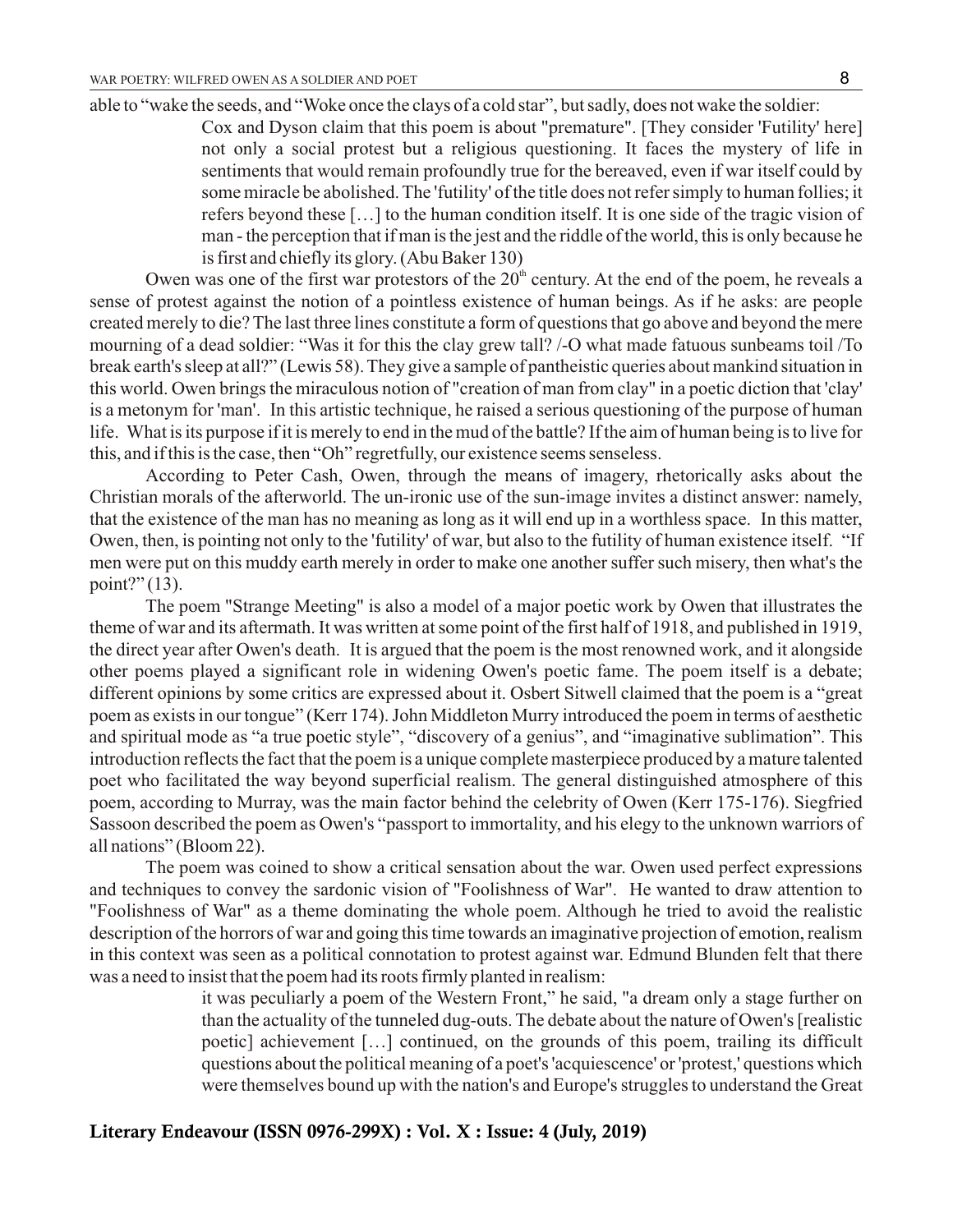able to "wake the seeds, and "Woke once the clays of a cold star", but sadly, does not wake the soldier:

> Cox and Dyson claim that this poem is about "premature". [They consider 'Futility' here] not only a social protest but a religious questioning. It faces the mystery of life in sentiments that would remain profoundly true for the bereaved, even if war itself could by some miracle be abolished. The 'futility' of the title does not refer simply to human follies; it refers beyond these […] to the human condition itself. It is one side of the tragic vision of man - the perception that if man is the jest and the riddle of the world, this is only because he is first and chiefly its glory. (Abu Baker 130)

Owen was one of the first war protestors of the 20th century. At the end of the poem, he reveals a sense of protest against the notion of a pointless existence of human beings. As if he asks: are people created merely to die? The last three lines constitute a form of questions that go above and beyond the mere mourning of a dead soldier: "Was it for this the clay grew tall? /-O what made fatuous sunbeams toil /To break earth's sleep at all?" (Lewis 58). They give a sample of pantheistic queries about mankind situation in this world. Owen brings the miraculous notion of "creation of man from clay" in a poetic diction that 'clay' is a metonym for 'man'. In this artistic technique, he raised a serious questioning of the purpose of human life. What is its purpose if it is merely to end in the mud of the battle? If the aim of human being is to live for this, and if this is the case, then "Oh" regretfully, our existence seems senseless.

According to Peter Cash, Owen, through the means of imagery, rhetorically asks about the Christian morals of the afterworld. The un-ironic use of the sun-image invites a distinct answer: namely, that the existence of the man has no meaning as long as it will end up in a worthless space. In this matter, Owen, then, is pointing not only to the 'futility' of war, but also to the futility of human existence itself. "If men were put on this muddy earth merely in order to make one another suffer such misery, then what's the point?" (13).

The poem "Strange Meeting" is also a model of a major poetic work by Owen that illustrates the theme of war and its aftermath. It was written at some point of the first half of 1918, and published in 1919, the direct year after Owen's death. It is argued that the poem is the most renowned work, and it alongside other poems played a significant role in widening Owen's poetic fame. The poem itself is a debate; different opinions by some critics are expressed about it. Osbert Sitwell claimed that the poem is a "great poem as exists in our tongue" (Kerr 174). John Middleton Murry introduced the poem in terms of aesthetic and spiritual mode as "a true poetic style", "discovery of a genius", and "imaginative sublimation". This introduction reflects the fact that the poem is a unique complete masterpiece produced by a mature talented poet who facilitated the way beyond superficial realism. The general distinguished atmosphere of this poem, according to Murray, was the main factor behind the celebrity of Owen (Kerr 175-176). Siegfried Sassoon described the poem as Owen's "passport to immortality, and his elegy to the unknown warriors of all nations" (Bloom 22).

The poem was coined to show a critical sensation about the war. Owen used perfect expressions and techniques to convey the sardonic vision of "Foolishness of War". He wanted to draw attention to "Foolishness of War" as a theme dominating the whole poem. Although he tried to avoid the realistic description of the horrors of war and going this time towards an imaginative projection of emotion, realism in this context was seen as a political connotation to protest against war. Edmund Blunden felt that there was a need to insist that the poem had its roots firmly planted in realism:

> it was peculiarly a poem of the Western Front," he said, "a dream only a stage further on than the actuality of the tunneled dug-outs. The debate about the nature of Owen's [realistic poetic] achievement […] continued, on the grounds of this poem, trailing its difficult questions about the political meaning of a poet's 'acquiescence' or 'protest,' questions which were themselves bound up with the nation's and Europe's struggles to understand the Great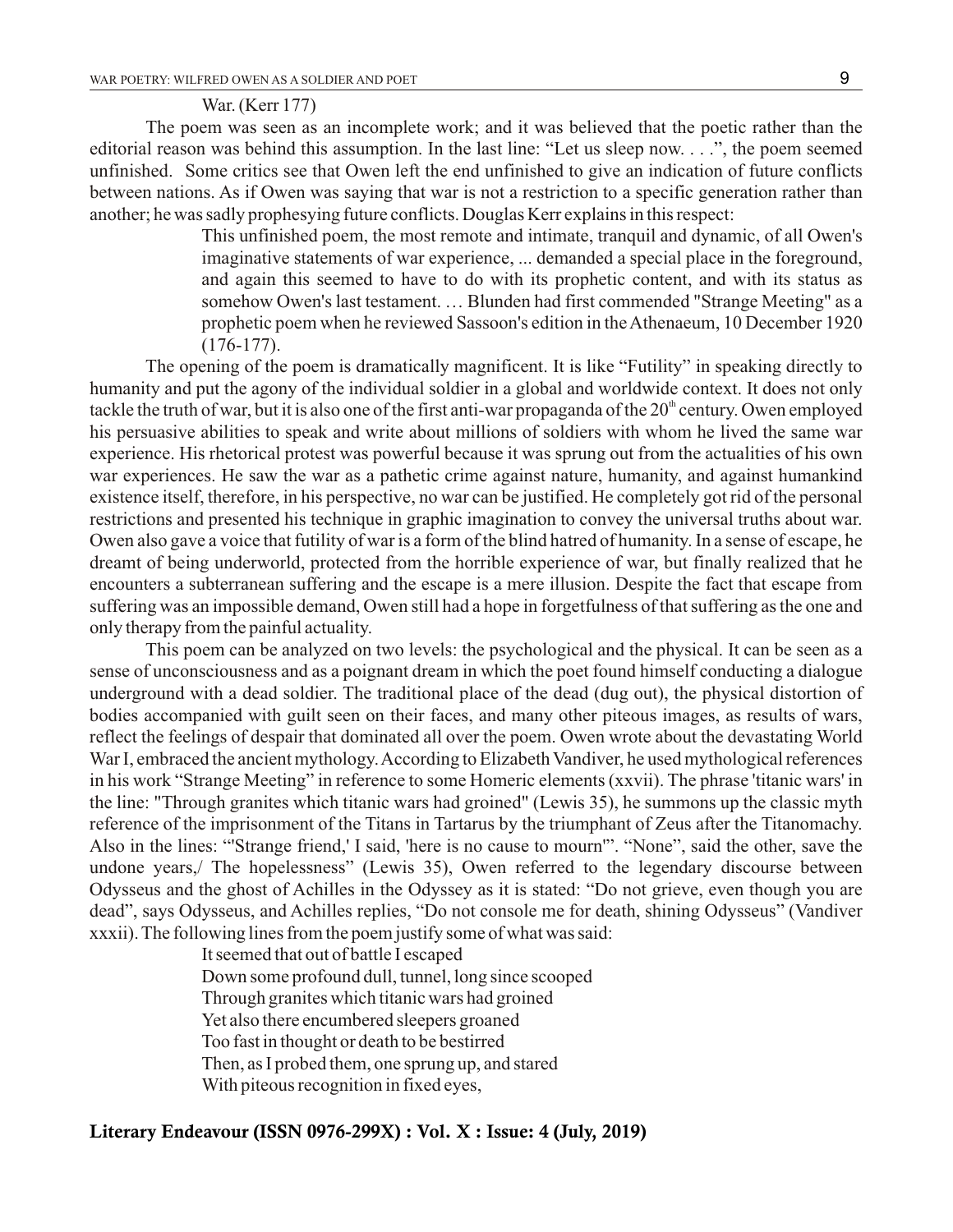War. (Kerr 177)

The poem was seen as an incomplete work; and it was believed that the poetic rather than the editorial reason was behind this assumption. In the last line: "Let us sleep now. . . .", the poem seemed unfinished. Some critics see that Owen left the end unfinished to give an indication of future conflicts between nations. As if Owen was saying that war is not a restriction to a specific generation rather than another; he was sadly prophesying future conflicts. Douglas Kerr explains in this respect:

> This unfinished poem, the most remote and intimate, tranquil and dynamic, of all Owen's imaginative statements of war experience, ... demanded a special place in the foreground, and again this seemed to have to do with its prophetic content, and with its status as somehow Owen's last testament. … Blunden had first commended "Strange Meeting" as a prophetic poem when he reviewed Sassoon's edition in the Athenaeum, 10 December 1920 (176-177).

The opening of the poem is dramatically magnificent. It is like "Futility" in speaking directly to humanity and put the agony of the individual soldier in a global and worldwide context. It does not only tackle the truth of war, but it is also one of the first anti-war propaganda of the 20th century. Owen employed his persuasive abilities to speak and write about millions of soldiers with whom he lived the same war experience. His rhetorical protest was powerful because it was sprung out from the actualities of his own war experiences. He saw the war as a pathetic crime against nature, humanity, and against humankind existence itself, therefore, in his perspective, no war can be justified. He completely got rid of the personal restrictions and presented his technique in graphic imagination to convey the universal truths about war. Owen also gave a voice that futility of war is a form of the blind hatred of humanity. In a sense of escape, he dreamt of being underworld, protected from the horrible experience of war, but finally realized that he encounters a subterranean suffering and the escape is a mere illusion. Despite the fact that escape from suffering was an impossible demand, Owen still had a hope in forgetfulness of that suffering as the one and only therapy from the painful actuality.

This poem can be analyzed on two levels: the psychological and the physical. It can be seen as a sense of unconsciousness and as a poignant dream in which the poet found himself conducting a dialogue underground with a dead soldier. The traditional place of the dead (dug out), the physical distortion of bodies accompanied with guilt seen on their faces, and many other piteous images, as results of wars, reflect the feelings of despair that dominated all over the poem. Owen wrote about the devastating World War I, embraced the ancient mythology. According to Elizabeth Vandiver, he used mythological references in his work "Strange Meeting" in reference to some Homeric elements (xxvii). The phrase 'titanic wars' in the line: "Through granites which titanic wars had groined" (Lewis 35), he summons up the classic myth reference of the imprisonment of the Titans in Tartarus by the triumphant of Zeus after the Titanomachy. Also in the lines: "'Strange friend,' I said, 'here is no cause to mourn'". "None", said the other, save the undone years,/ The hopelessness" (Lewis 35), Owen referred to the legendary discourse between Odysseus and the ghost of Achilles in the Odyssey as it is stated: "Do not grieve, even though you are dead", says Odysseus, and Achilles replies, "Do not console me for death, shining Odysseus" (Vandiver xxxii). The following lines from the poem justify some of what was said:

> It seemed that out of battle I escaped  
> Down some profound dull, tunnel, long since scooped  
> Through granites which titanic wars had groined  
> Yet also there encumbered sleepers groaned  
> Too fast in thought or death to be bestirred  
> Then, as I probed them, one sprung up, and stared  
> With piteous recognition in fixed eyes,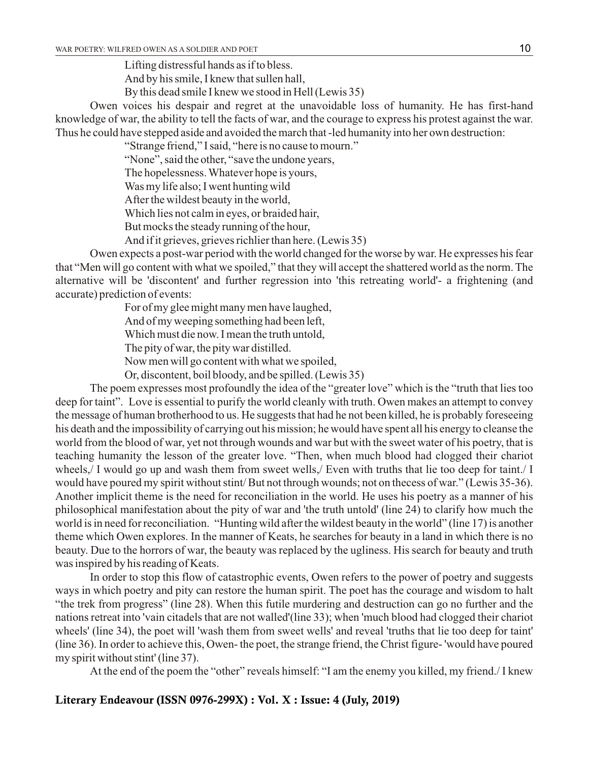Lifting distressful hands as if to bless.  
And by his smile, I knew that sullen hall,  
By this dead smile I knew we stood in Hell (Lewis 35)

Owen voices his despair and regret at the unavoidable loss of humanity. He has first-hand knowledge of war, the ability to tell the facts of war, and the courage to express his protest against the war. Thus he could have stepped aside and avoided the march that -led humanity into her own destruction:

"Strange friend," I said, "here is no cause to mourn."  
"None", said the other, "save the undone years,  
The hopelessness. Whatever hope is yours,  
Was my life also; I went hunting wild  
After the wildest beauty in the world,  
Which lies not calm in eyes, or braided hair,  
But mocks the steady running of the hour,  
And if it grieves, grieves richlier than here. (Lewis 35)

Owen expects a post-war period with the world changed for the worse by war. He expresses his fear that "Men will go content with what we spoiled," that they will accept the shattered world as the norm. The alternative will be 'discontent' and further regression into 'this retreating world'- a frightening (and accurate) prediction of events:

For of my glee might many men have laughed,  
And of my weeping something had been left,  
Which must die now. I mean the truth untold,  
The pity of war, the pity war distilled.  
Now men will go content with what we spoiled,  
Or, discontent, boil bloody, and be spilled. (Lewis 35)

The poem expresses most profoundly the idea of the "greater love" which is the "truth that lies too deep for taint". Love is essential to purify the world cleanly with truth. Owen makes an attempt to convey the message of human brotherhood to us. He suggests that had he not been killed, he is probably foreseeing his death and the impossibility of carrying out his mission; he would have spent all his energy to cleanse the world from the blood of war, yet not through wounds and war but with the sweet water of his poetry, that is teaching humanity the lesson of the greater love. "Then, when much blood had clogged their chariot wheels,/ I would go up and wash them from sweet wells,/ Even with truths that lie too deep for taint./ I would have poured my spirit without stint/ But not through wounds; not on thecess of war." (Lewis 35-36). Another implicit theme is the need for reconciliation in the world. He uses his poetry as a manner of his philosophical manifestation about the pity of war and 'the truth untold' (line 24) to clarify how much the world is in need for reconciliation. "Hunting wild after the wildest beauty in the world" (line 17) is another theme which Owen explores. In the manner of Keats, he searches for beauty in a land in which there is no beauty. Due to the horrors of war, the beauty was replaced by the ugliness. His search for beauty and truth was inspired by his reading of Keats.

In order to stop this flow of catastrophic events, Owen refers to the power of poetry and suggests ways in which poetry and pity can restore the human spirit. The poet has the courage and wisdom to halt "the trek from progress" (line 28). When this futile murdering and destruction can go no further and the nations retreat into 'vain citadels that are not walled'(line 33); when 'much blood had clogged their chariot wheels' (line 34), the poet will 'wash them from sweet wells' and reveal 'truths that lie too deep for taint' (line 36). In order to achieve this, Owen- the poet, the strange friend, the Christ figure- 'would have poured my spirit without stint' (line 37).

At the end of the poem the "other" reveals himself: "I am the enemy you killed, my friend./ I knew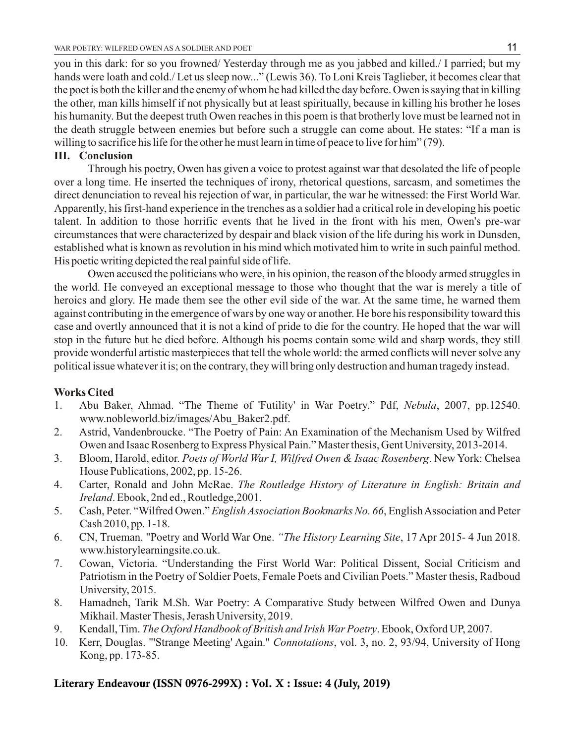you in this dark: for so you frowned/ Yesterday through me as you jabbed and killed./ I parried; but my hands were loath and cold./ Let us sleep now..." (Lewis 36). To Loni Kreis Taglieber, it becomes clear that the poet is both the killer and the enemy of whom he had killed the day before. Owen is saying that in killing the other, man kills himself if not physically but at least spiritually, because in killing his brother he loses his humanity. But the deepest truth Owen reaches in this poem is that brotherly love must be learned not in the death struggle between enemies but before such a struggle can come about. He states: "If a man is willing to sacrifice his life for the other he must learn in time of peace to live for him" (79).

## III. Conclusion

Through his poetry, Owen has given a voice to protest against war that desolated the life of people over a long time. He inserted the techniques of irony, rhetorical questions, sarcasm, and sometimes the direct denunciation to reveal his rejection of war, in particular, the war he witnessed: the First World War. Apparently, his first-hand experience in the trenches as a soldier had a critical role in developing his poetic talent. In addition to those horrific events that he lived in the front with his men, Owen's pre-war circumstances that were characterized by despair and black vision of the life during his work in Dunsden, established what is known as revolution in his mind which motivated him to write in such painful method. His poetic writing depicted the real painful side of life.

Owen accused the politicians who were, in his opinion, the reason of the bloody armed struggles in the world. He conveyed an exceptional message to those who thought that the war is merely a title of heroics and glory. He made them see the other evil side of the war. At the same time, he warned them against contributing in the emergence of wars by one way or another. He bore his responsibility toward this case and overtly announced that it is not a kind of pride to die for the country. He hoped that the war will stop in the future but he died before. Although his poems contain some wild and sharp words, they still provide wonderful artistic masterpieces that tell the whole world: the armed conflicts will never solve any political issue whatever it is; on the contrary, they will bring only destruction and human tragedy instead.

## Works Cited

1. Abu Baker, Ahmad. "The Theme of 'Futility' in War Poetry." Pdf, *Nebula*, 2007, pp.12540. www.nobleworld.biz/images/Abu_Baker2.pdf.
2. Astrid, Vandenbroucke. "The Poetry of Pain: An Examination of the Mechanism Used by Wilfred Owen and Isaac Rosenberg to Express Physical Pain." Master thesis, Gent University, 2013-2014.
3. Bloom, Harold, editor. *Poets of World War I, Wilfred Owen & Isaac Rosenberg*. New York: Chelsea House Publications, 2002, pp. 15-26.
4. Carter, Ronald and John McRae. *The Routledge History of Literature in English: Britain and Ireland*. Ebook, 2nd ed., Routledge,2001.
5. Cash, Peter. "Wilfred Owen." *English Association Bookmarks No. 66*, English Association and Peter Cash 2010, pp. 1-18.
6. CN, Trueman. "Poetry and World War One. *"The History Learning Site*, 17 Apr 2015- 4 Jun 2018. www.historylearningsite.co.uk.
7. Cowan, Victoria. "Understanding the First World War: Political Dissent, Social Criticism and Patriotism in the Poetry of Soldier Poets, Female Poets and Civilian Poets." Master thesis, Radboud University, 2015.
8. Hamadneh, Tarik M.Sh. War Poetry: A Comparative Study between Wilfred Owen and Dunya Mikhail. Master Thesis, Jerash University, 2019.
9. Kendall, Tim. *The Oxford Handbook of British and Irish War Poetry*. Ebook, Oxford UP, 2007.
10. Kerr, Douglas. "'Strange Meeting' Again." *Connotations*, vol. 3, no. 2, 93/94, University of Hong Kong, pp. 173-85.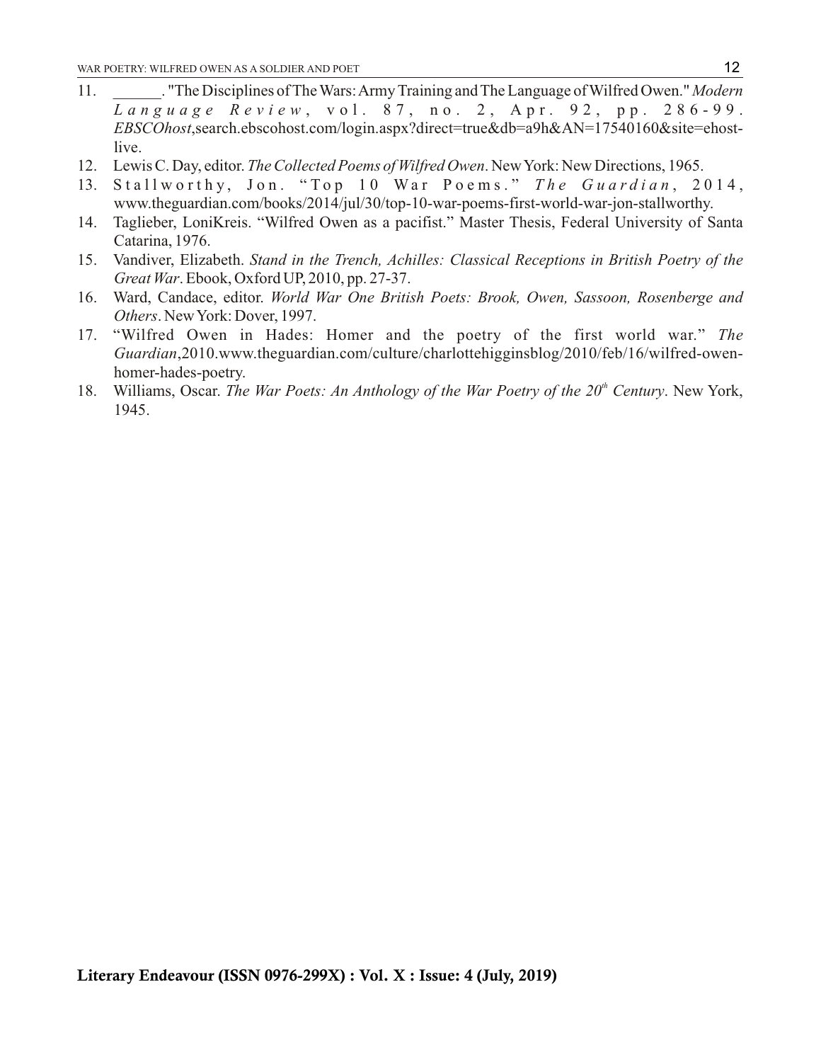11. ______. "The Disciplines of The Wars: Army Training and The Language of Wilfred Owen." *Modern Language Review*, vol. 87, no. 2, Apr. 92, pp. 286-99. *EBSCOhost*,search.ebscohost.com/login.aspx?direct=true&db=a9h&AN=17540160&site=ehost-live.
12. Lewis C. Day, editor. *The Collected Poems of Wilfred Owen*. New York: New Directions, 1965.
13. Stallworthy, Jon. "Top 10 War Poems." *The Guardian*, 2014, www.theguardian.com/books/2014/jul/30/top-10-war-poems-first-world-war-jon-stallworthy.
14. Taglieber, LoniKreis. "Wilfred Owen as a pacifist." Master Thesis, Federal University of Santa Catarina, 1976.
15. Vandiver, Elizabeth. *Stand in the Trench, Achilles: Classical Receptions in British Poetry of the Great War*. Ebook, Oxford UP, 2010, pp. 27-37.
16. Ward, Candace, editor. *World War One British Poets: Brook, Owen, Sassoon, Rosenberge and Others*. New York: Dover, 1997.
17. "Wilfred Owen in Hades: Homer and the poetry of the first world war." *The Guardian*,2010.www.theguardian.com/culture/charlottehigginsblog/2010/feb/16/wilfred-owen-homer-hades-poetry.
18. Williams, Oscar. *The War Poets: An Anthology of the War Poetry of the 20th Century*. New York, 1945.